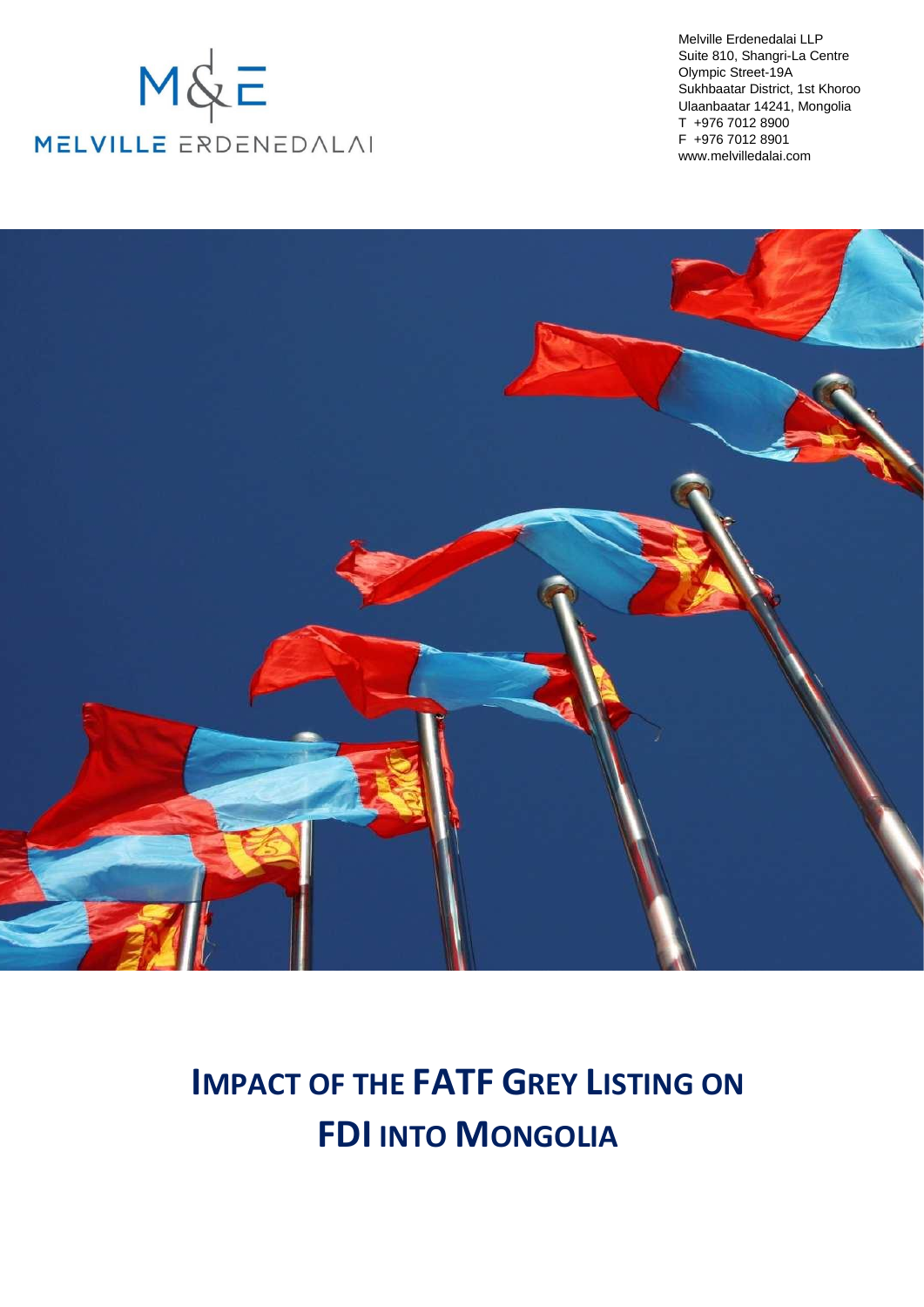M&E

MELVILLE ERDENEDALAI

Melville Erdenedalai LLP
Suite 810, Shangri-La Centre
Olympic Street-19A
Sukhbaatar District, 1st Khoroo
Ulaanbaatar 14241, Mongolia
T +976 7012 8900
F +976 7012 8901
www.melvilledalai.com

# IMPACT OF THE FATF GREY LISTING ON FDI INTO MONGOLIA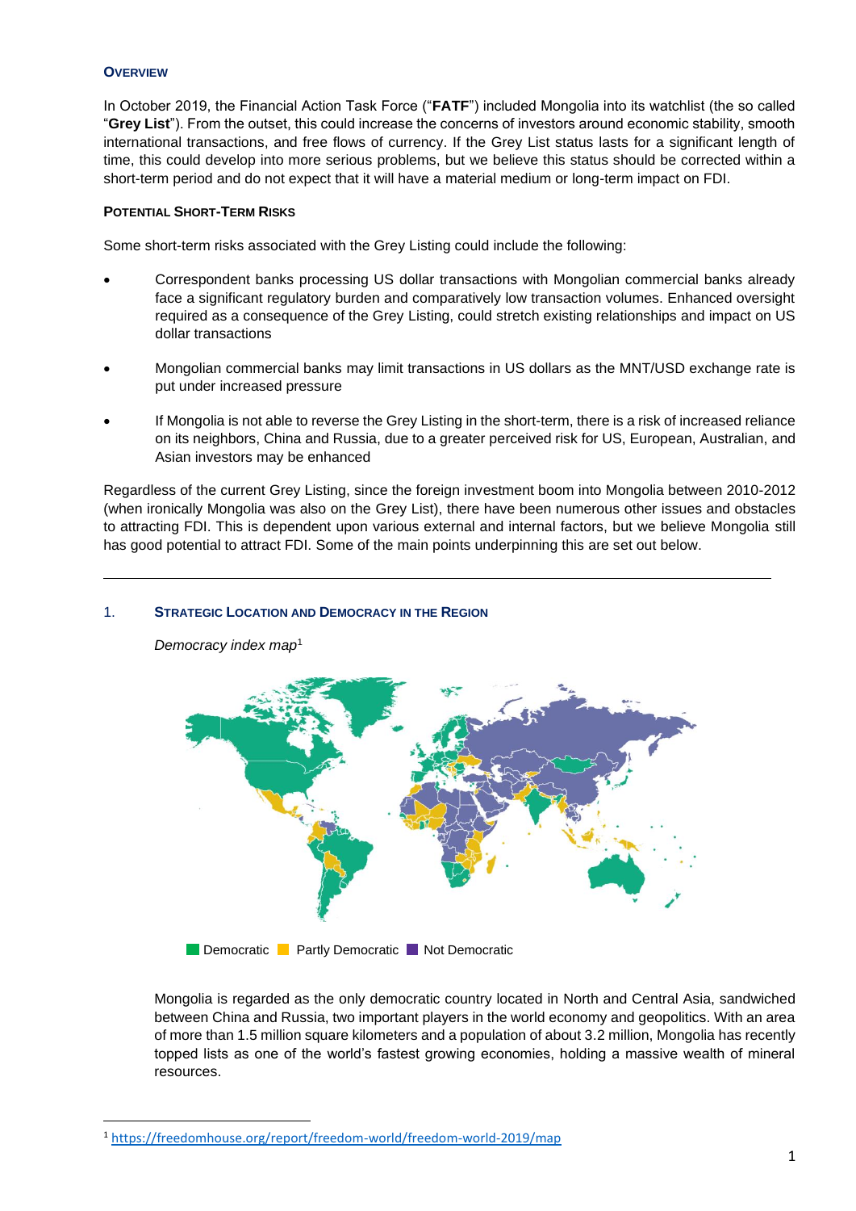### Overview

In October 2019, the Financial Action Task Force ("**FATF**") included Mongolia into its watchlist (the so called "**Grey List**"). From the outset, this could increase the concerns of investors around economic stability, smooth international transactions, and free flows of currency. If the Grey List status lasts for a significant length of time, this could develop into more serious problems, but we believe this status should be corrected within a short-term period and do not expect that it will have a material medium or long-term impact on FDI.

#### Potential Short-Term Risks

Some short-term risks associated with the Grey Listing could include the following:

- Correspondent banks processing US dollar transactions with Mongolian commercial banks already face a significant regulatory burden and comparatively low transaction volumes. Enhanced oversight required as a consequence of the Grey Listing, could stretch existing relationships and impact on US dollar transactions
- Mongolian commercial banks may limit transactions in US dollars as the MNT/USD exchange rate is put under increased pressure
- If Mongolia is not able to reverse the Grey Listing in the short-term, there is a risk of increased reliance on its neighbors, China and Russia, due to a greater perceived risk for US, European, Australian, and Asian investors may be enhanced

Regardless of the current Grey Listing, since the foreign investment boom into Mongolia between 2010-2012 (when ironically Mongolia was also on the Grey List), there have been numerous other issues and obstacles to attracting FDI. This is dependent upon various external and internal factors, but we believe Mongolia still has good potential to attract FDI. Some of the main points underpinning this are set out below.

---

### 1. Strategic Location and Democracy in the Region

*Democracy index map*[1]

Democratic | Partly Democratic | Not Democratic

Mongolia is regarded as the only democratic country located in North and Central Asia, sandwiched between China and Russia, two important players in the world economy and geopolitics. With an area of more than 1.5 million square kilometers and a population of about 3.2 million, Mongolia has recently topped lists as one of the world's fastest growing economies, holding a massive wealth of mineral resources.

---

[1] https://freedomhouse.org/report/freedom-world/freedom-world-2019/map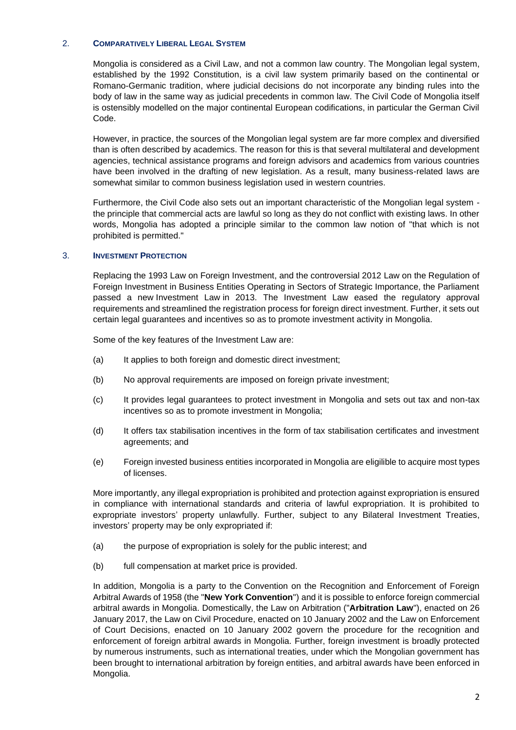## 2. Comparatively Liberal Legal System

Mongolia is considered as a Civil Law, and not a common law country. The Mongolian legal system, established by the 1992 Constitution, is a civil law system primarily based on the continental or Romano-Germanic tradition, where judicial decisions do not incorporate any binding rules into the body of law in the same way as judicial precedents in common law. The Civil Code of Mongolia itself is ostensibly modelled on the major continental European codifications, in particular the German Civil Code.

However, in practice, the sources of the Mongolian legal system are far more complex and diversified than is often described by academics. The reason for this is that several multilateral and development agencies, technical assistance programs and foreign advisors and academics from various countries have been involved in the drafting of new legislation. As a result, many business-related laws are somewhat similar to common business legislation used in western countries.

Furthermore, the Civil Code also sets out an important characteristic of the Mongolian legal system - the principle that commercial acts are lawful so long as they do not conflict with existing laws. In other words, Mongolia has adopted a principle similar to the common law notion of "that which is not prohibited is permitted."

## 3. Investment Protection

Replacing the 1993 Law on Foreign Investment, and the controversial 2012 Law on the Regulation of Foreign Investment in Business Entities Operating in Sectors of Strategic Importance, the Parliament passed a new Investment Law in 2013. The Investment Law eased the regulatory approval requirements and streamlined the registration process for foreign direct investment. Further, it sets out certain legal guarantees and incentives so as to promote investment activity in Mongolia.

Some of the key features of the Investment Law are:

(a) It applies to both foreign and domestic direct investment;

(b) No approval requirements are imposed on foreign private investment;

(c) It provides legal guarantees to protect investment in Mongolia and sets out tax and non-tax incentives so as to promote investment in Mongolia;

(d) It offers tax stabilisation incentives in the form of tax stabilisation certificates and investment agreements; and

(e) Foreign invested business entities incorporated in Mongolia are eligilible to acquire most types of licenses.

More importantly, any illegal expropriation is prohibited and protection against expropriation is ensured in compliance with international standards and criteria of lawful expropriation. It is prohibited to expropriate investors' property unlawfully. Further, subject to any Bilateral Investment Treaties, investors' property may be only expropriated if:

(a) the purpose of expropriation is solely for the public interest; and

(b) full compensation at market price is provided.

In addition, Mongolia is a party to the Convention on the Recognition and Enforcement of Foreign Arbitral Awards of 1958 (the "**New York Convention**") and it is possible to enforce foreign commercial arbitral awards in Mongolia. Domestically, the Law on Arbitration ("**Arbitration Law**"), enacted on 26 January 2017, the Law on Civil Procedure, enacted on 10 January 2002 and the Law on Enforcement of Court Decisions, enacted on 10 January 2002 govern the procedure for the recognition and enforcement of foreign arbitral awards in Mongolia. Further, foreign investment is broadly protected by numerous instruments, such as international treaties, under which the Mongolian government has been brought to international arbitration by foreign entities, and arbitral awards have been enforced in Mongolia.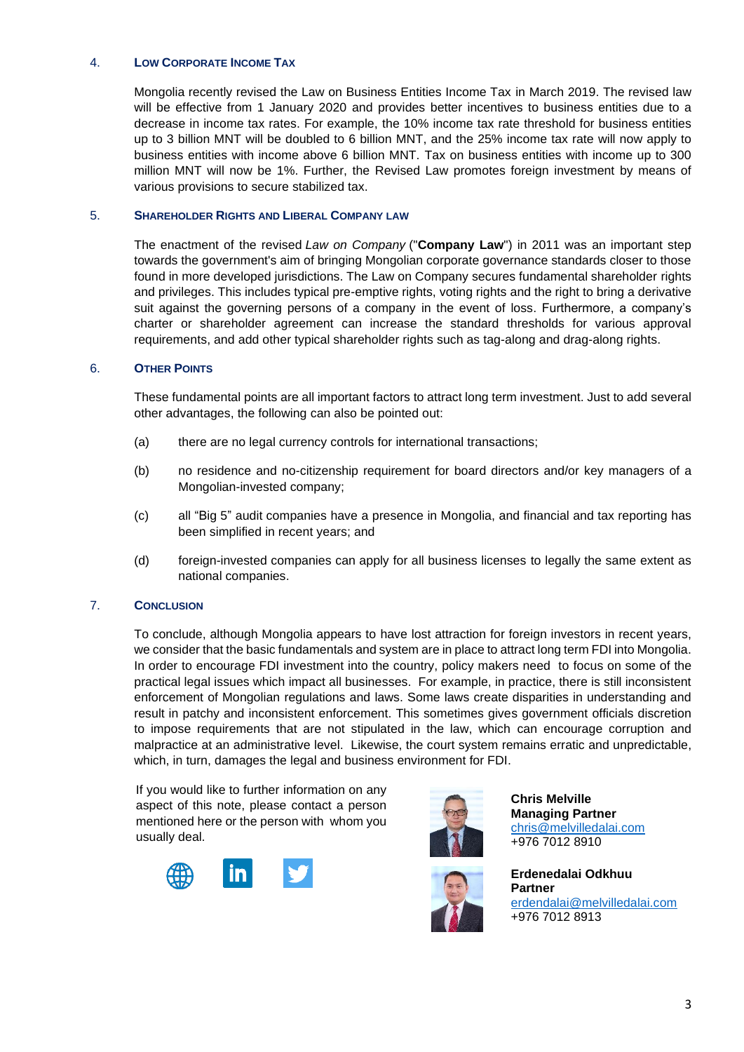## 4. Low Corporate Income Tax

Mongolia recently revised the Law on Business Entities Income Tax in March 2019. The revised law will be effective from 1 January 2020 and provides better incentives to business entities due to a decrease in income tax rates. For example, the 10% income tax rate threshold for business entities up to 3 billion MNT will be doubled to 6 billion MNT, and the 25% income tax rate will now apply to business entities with income above 6 billion MNT. Tax on business entities with income up to 300 million MNT will now be 1%. Further, the Revised Law promotes foreign investment by means of various provisions to secure stabilized tax.

## 5. Shareholder Rights and Liberal Company Law

The enactment of the revised *Law on Company* ("**Company Law**") in 2011 was an important step towards the government's aim of bringing Mongolian corporate governance standards closer to those found in more developed jurisdictions. The Law on Company secures fundamental shareholder rights and privileges. This includes typical pre-emptive rights, voting rights and the right to bring a derivative suit against the governing persons of a company in the event of loss. Furthermore, a company's charter or shareholder agreement can increase the standard thresholds for various approval requirements, and add other typical shareholder rights such as tag-along and drag-along rights.

## 6. Other Points

These fundamental points are all important factors to attract long term investment. Just to add several other advantages, the following can also be pointed out:

(a) there are no legal currency controls for international transactions;

(b) no residence and no-citizenship requirement for board directors and/or key managers of a Mongolian-invested company;

(c) all "Big 5" audit companies have a presence in Mongolia, and financial and tax reporting has been simplified in recent years; and

(d) foreign-invested companies can apply for all business licenses to legally the same extent as national companies.

## 7. Conclusion

To conclude, although Mongolia appears to have lost attraction for foreign investors in recent years, we consider that the basic fundamentals and system are in place to attract long term FDI into Mongolia. In order to encourage FDI investment into the country, policy makers need to focus on some of the practical legal issues which impact all businesses. For example, in practice, there is still inconsistent enforcement of Mongolian regulations and laws. Some laws create disparities in understanding and result in patchy and inconsistent enforcement. This sometimes gives government officials discretion to impose requirements that are not stipulated in the law, which can encourage corruption and malpractice at an administrative level. Likewise, the court system remains erratic and unpredictable, which, in turn, damages the legal and business environment for FDI.

If you would like to further information on any aspect of this note, please contact a person mentioned here or the person with whom you usually deal.

**Chris Melville**
**Managing Partner**
chris@melvilledalai.com
+976 7012 8910

**Erdenedalai Odkhuu**
**Partner**
erdendalai@melvilledalai.com
+976 7012 8913